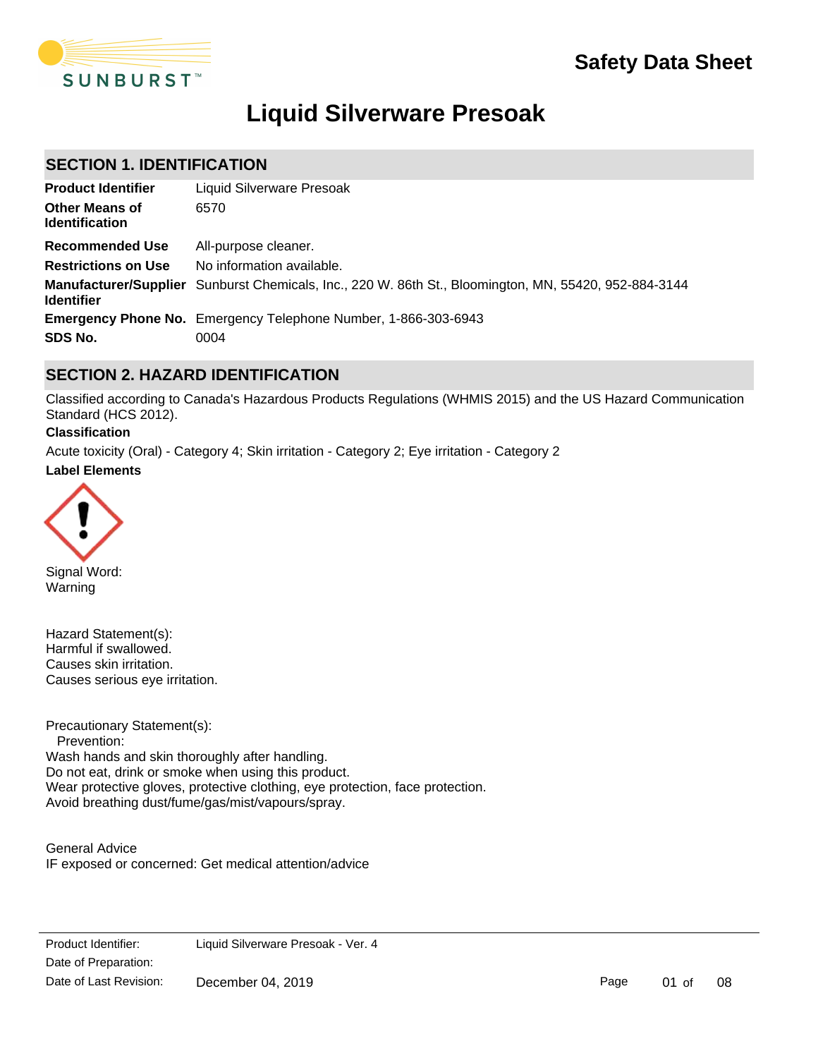# Safety Data Sheet

# Liquid Silverware Presoak

## SECTION 1. IDENTIFICATION

| | |
|---|---|
| **Product Identifier** | Liquid Silverware Presoak |
| **Other Means of Identification** | 6570 |
| **Recommended Use** | All-purpose cleaner. |
| **Restrictions on Use** | No information available. |
| **Manufacturer/Supplier Identifier** | Sunburst Chemicals, Inc., 220 W. 86th St., Bloomington, MN, 55420, 952-884-3144 |
| **Emergency Phone No.** | Emergency Telephone Number, 1-866-303-6943 |
| **SDS No.** | 0004 |

## SECTION 2. HAZARD IDENTIFICATION

Classified according to Canada's Hazardous Products Regulations (WHMIS 2015) and the US Hazard Communication Standard (HCS 2012).

**Classification**

Acute toxicity (Oral) - Category 4; Skin irritation - Category 2; Eye irritation - Category 2

**Label Elements**

Signal Word:
Warning

Hazard Statement(s):
Harmful if swallowed.
Causes skin irritation.
Causes serious eye irritation.

Precautionary Statement(s):
Prevention:
Wash hands and skin thoroughly after handling.
Do not eat, drink or smoke when using this product.
Wear protective gloves, protective clothing, eye protection, face protection.
Avoid breathing dust/fume/gas/mist/vapours/spray.

General Advice
IF exposed or concerned: Get medical attention/advice

Product Identifier: Liquid Silverware Presoak - Ver. 4
Date of Preparation:
Date of Last Revision: December 04, 2019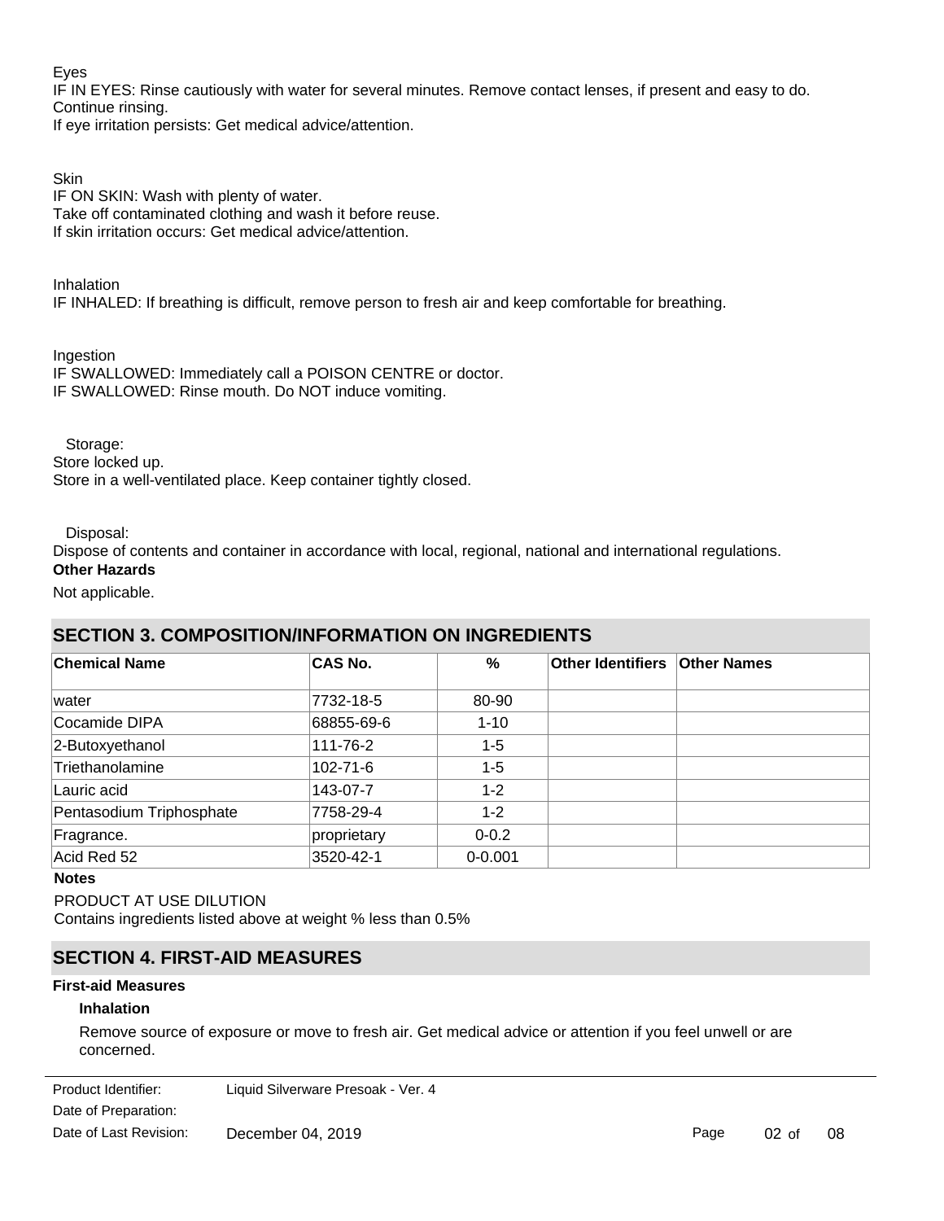Eyes
IF IN EYES: Rinse cautiously with water for several minutes. Remove contact lenses, if present and easy to do. Continue rinsing.
If eye irritation persists: Get medical advice/attention.

Skin
IF ON SKIN: Wash with plenty of water.
Take off contaminated clothing and wash it before reuse.
If skin irritation occurs: Get medical advice/attention.

Inhalation
IF INHALED: If breathing is difficult, remove person to fresh air and keep comfortable for breathing.

Ingestion
IF SWALLOWED: Immediately call a POISON CENTRE or doctor.
IF SWALLOWED: Rinse mouth. Do NOT induce vomiting.

Storage:
Store locked up.
Store in a well-ventilated place. Keep container tightly closed.

Disposal:
Dispose of contents and container in accordance with local, regional, national and international regulations.

**Other Hazards**

Not applicable.

## SECTION 3. COMPOSITION/INFORMATION ON INGREDIENTS

| Chemical Name | CAS No. | % | Other Identifiers | Other Names |
|---|---|---|---|---|
| water | 7732-18-5 | 80-90 | | |
| Cocamide DIPA | 68855-69-6 | 1-10 | | |
| 2-Butoxyethanol | 111-76-2 | 1-5 | | |
| Triethanolamine | 102-71-6 | 1-5 | | |
| Lauric acid | 143-07-7 | 1-2 | | |
| Pentasodium Triphosphate | 7758-29-4 | 1-2 | | |
| Fragrance. | proprietary | 0-0.2 | | |
| Acid Red 52 | 3520-42-1 | 0-0.001 | | |

**Notes**

PRODUCT AT USE DILUTION
Contains ingredients listed above at weight % less than 0.5%

## SECTION 4. FIRST-AID MEASURES

**First-aid Measures**

**Inhalation**

Remove source of exposure or move to fresh air. Get medical advice or attention if you feel unwell or are concerned.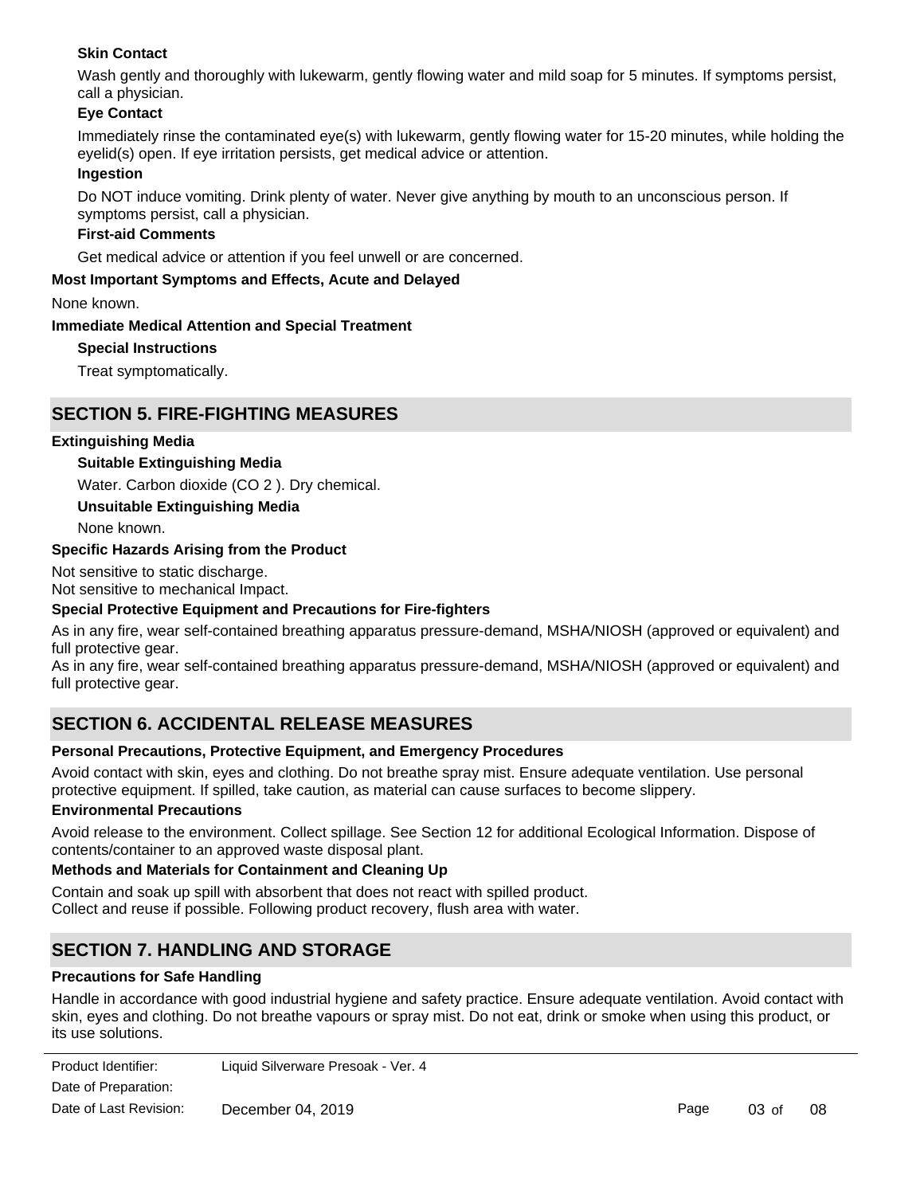**Skin Contact**

Wash gently and thoroughly with lukewarm, gently flowing water and mild soap for 5 minutes. If symptoms persist, call a physician.

**Eye Contact**

Immediately rinse the contaminated eye(s) with lukewarm, gently flowing water for 15-20 minutes, while holding the eyelid(s) open. If eye irritation persists, get medical advice or attention.

**Ingestion**

Do NOT induce vomiting. Drink plenty of water. Never give anything by mouth to an unconscious person. If symptoms persist, call a physician.

**First-aid Comments**

Get medical advice or attention if you feel unwell or are concerned.

**Most Important Symptoms and Effects, Acute and Delayed**

None known.

**Immediate Medical Attention and Special Treatment**

**Special Instructions**

Treat symptomatically.

## SECTION 5. FIRE-FIGHTING MEASURES

**Extinguishing Media**

**Suitable Extinguishing Media**

Water. Carbon dioxide ($CO_2$). Dry chemical.

**Unsuitable Extinguishing Media**

None known.

**Specific Hazards Arising from the Product**

Not sensitive to static discharge.
Not sensitive to mechanical Impact.

**Special Protective Equipment and Precautions for Fire-fighters**

As in any fire, wear self-contained breathing apparatus pressure-demand, MSHA/NIOSH (approved or equivalent) and full protective gear.
As in any fire, wear self-contained breathing apparatus pressure-demand, MSHA/NIOSH (approved or equivalent) and full protective gear.

## SECTION 6. ACCIDENTAL RELEASE MEASURES

**Personal Precautions, Protective Equipment, and Emergency Procedures**

Avoid contact with skin, eyes and clothing. Do not breathe spray mist. Ensure adequate ventilation. Use personal protective equipment. If spilled, take caution, as material can cause surfaces to become slippery.

**Environmental Precautions**

Avoid release to the environment. Collect spillage. See Section 12 for additional Ecological Information. Dispose of contents/container to an approved waste disposal plant.

**Methods and Materials for Containment and Cleaning Up**

Contain and soak up spill with absorbent that does not react with spilled product.
Collect and reuse if possible. Following product recovery, flush area with water.

## SECTION 7. HANDLING AND STORAGE

**Precautions for Safe Handling**

Handle in accordance with good industrial hygiene and safety practice. Ensure adequate ventilation. Avoid contact with skin, eyes and clothing. Do not breathe vapours or spray mist. Do not eat, drink or smoke when using this product, or its use solutions.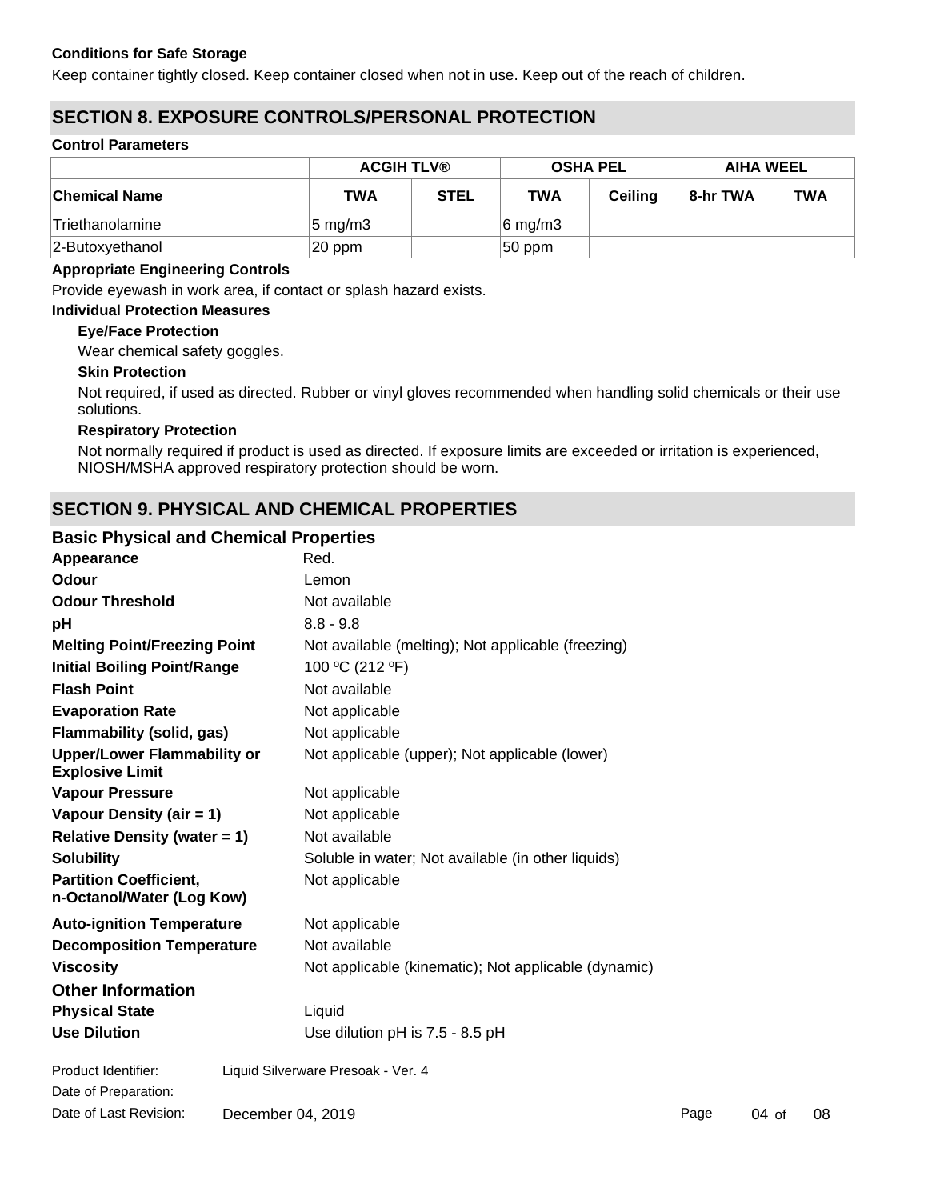**Conditions for Safe Storage**

Keep container tightly closed. Keep container closed when not in use. Keep out of the reach of children.

## SECTION 8. EXPOSURE CONTROLS/PERSONAL PROTECTION

**Control Parameters**

| | ACGIH TLV® | | OSHA PEL | | AIHA WEEL | |
|---|---|---|---|---|---|---|
| **Chemical Name** | **TWA** | **STEL** | **TWA** | **Ceiling** | **8-hr TWA** | **TWA** |
| Triethanolamine | 5 mg/m3 | | 6 mg/m3 | | | |
| 2-Butoxyethanol | 20 ppm | | 50 ppm | | | |

**Appropriate Engineering Controls**

Provide eyewash in work area, if contact or splash hazard exists.

**Individual Protection Measures**

**Eye/Face Protection**

Wear chemical safety goggles.

**Skin Protection**

Not required, if used as directed. Rubber or vinyl gloves recommended when handling solid chemicals or their use solutions.

**Respiratory Protection**

Not normally required if product is used as directed. If exposure limits are exceeded or irritation is experienced, NIOSH/MSHA approved respiratory protection should be worn.

## SECTION 9. PHYSICAL AND CHEMICAL PROPERTIES

### Basic Physical and Chemical Properties

**Appearance**: Red.

**Odour**: Lemon

**Odour Threshold**: Not available

**pH**: 8.8 - 9.8

**Melting Point/Freezing Point**: Not available (melting); Not applicable (freezing)

**Initial Boiling Point/Range**: 100 ºC (212 ºF)

**Flash Point**: Not available

**Evaporation Rate**: Not applicable

**Flammability (solid, gas)**: Not applicable

**Upper/Lower Flammability or Explosive Limit**: Not applicable (upper); Not applicable (lower)

**Vapour Pressure**: Not applicable

**Vapour Density (air = 1)**: Not applicable

**Relative Density (water = 1)**: Not available

**Solubility**: Soluble in water; Not available (in other liquids)

**Partition Coefficient, n-Octanol/Water (Log Kow)**: Not applicable

**Auto-ignition Temperature**: Not applicable

**Decomposition Temperature**: Not available

**Viscosity**: Not applicable (kinematic); Not applicable (dynamic)

### Other Information

**Physical State**: Liquid

**Use Dilution**: Use dilution pH is 7.5 - 8.5 pH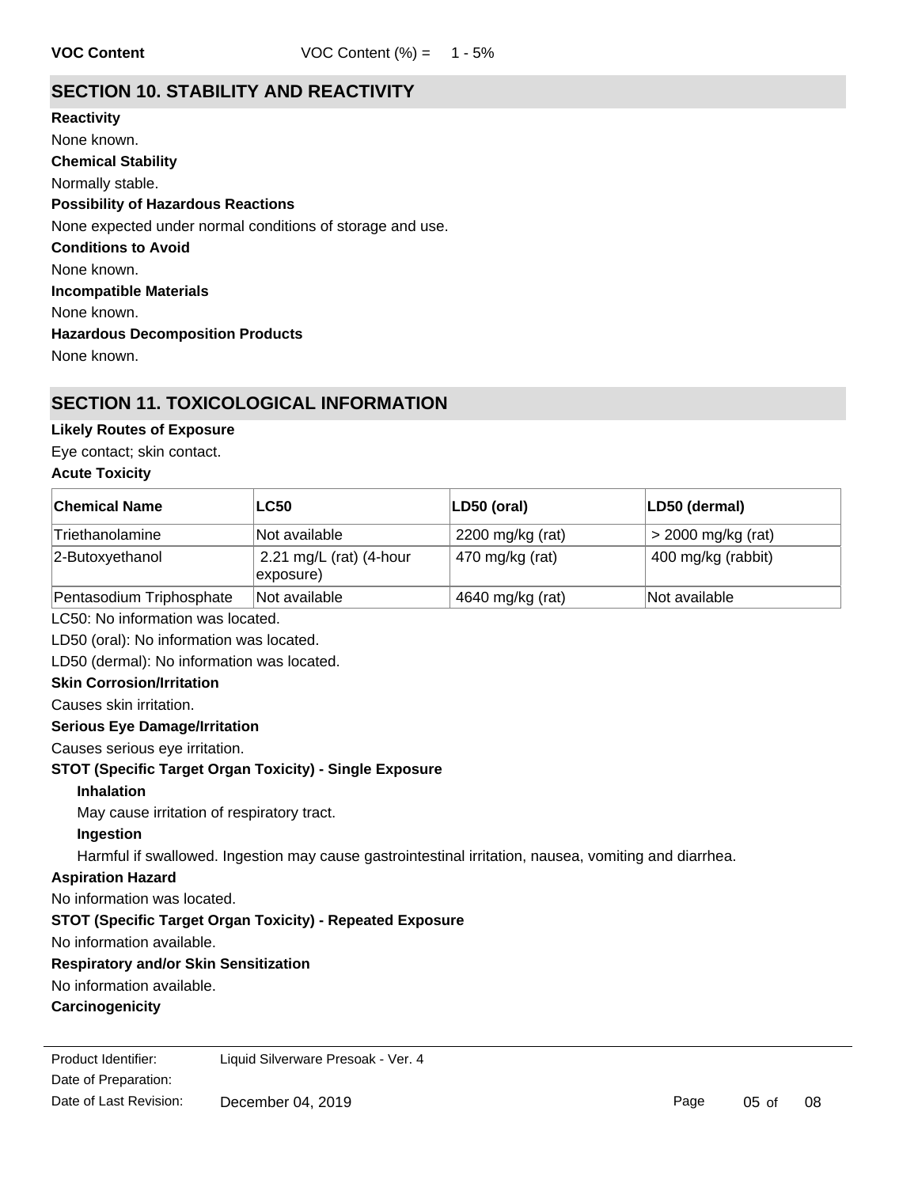**VOC Content** VOC Content (%) = 1 - 5%

## SECTION 10. STABILITY AND REACTIVITY

**Reactivity**

None known.

**Chemical Stability**

Normally stable.

**Possibility of Hazardous Reactions**

None expected under normal conditions of storage and use.

**Conditions to Avoid**

None known.

**Incompatible Materials**

None known.

**Hazardous Decomposition Products**

None known.

## SECTION 11. TOXICOLOGICAL INFORMATION

**Likely Routes of Exposure**

Eye contact; skin contact.

**Acute Toxicity**

| Chemical Name | LC50 | LD50 (oral) | LD50 (dermal) |
|---|---|---|---|
| Triethanolamine | Not available | 2200 mg/kg (rat) | > 2000 mg/kg (rat) |
| 2-Butoxyethanol | 2.21 mg/L (rat) (4-hour exposure) | 470 mg/kg (rat) | 400 mg/kg (rabbit) |
| Pentasodium Triphosphate | Not available | 4640 mg/kg (rat) | Not available |

LC50: No information was located.

LD50 (oral): No information was located.

LD50 (dermal): No information was located.

**Skin Corrosion/Irritation**

Causes skin irritation.

**Serious Eye Damage/Irritation**

Causes serious eye irritation.

**STOT (Specific Target Organ Toxicity) - Single Exposure**

**Inhalation**

May cause irritation of respiratory tract.

**Ingestion**

Harmful if swallowed. Ingestion may cause gastrointestinal irritation, nausea, vomiting and diarrhea.

**Aspiration Hazard**

No information was located.

**STOT (Specific Target Organ Toxicity) - Repeated Exposure**

No information available.

**Respiratory and/or Skin Sensitization**

No information available.

**Carcinogenicity**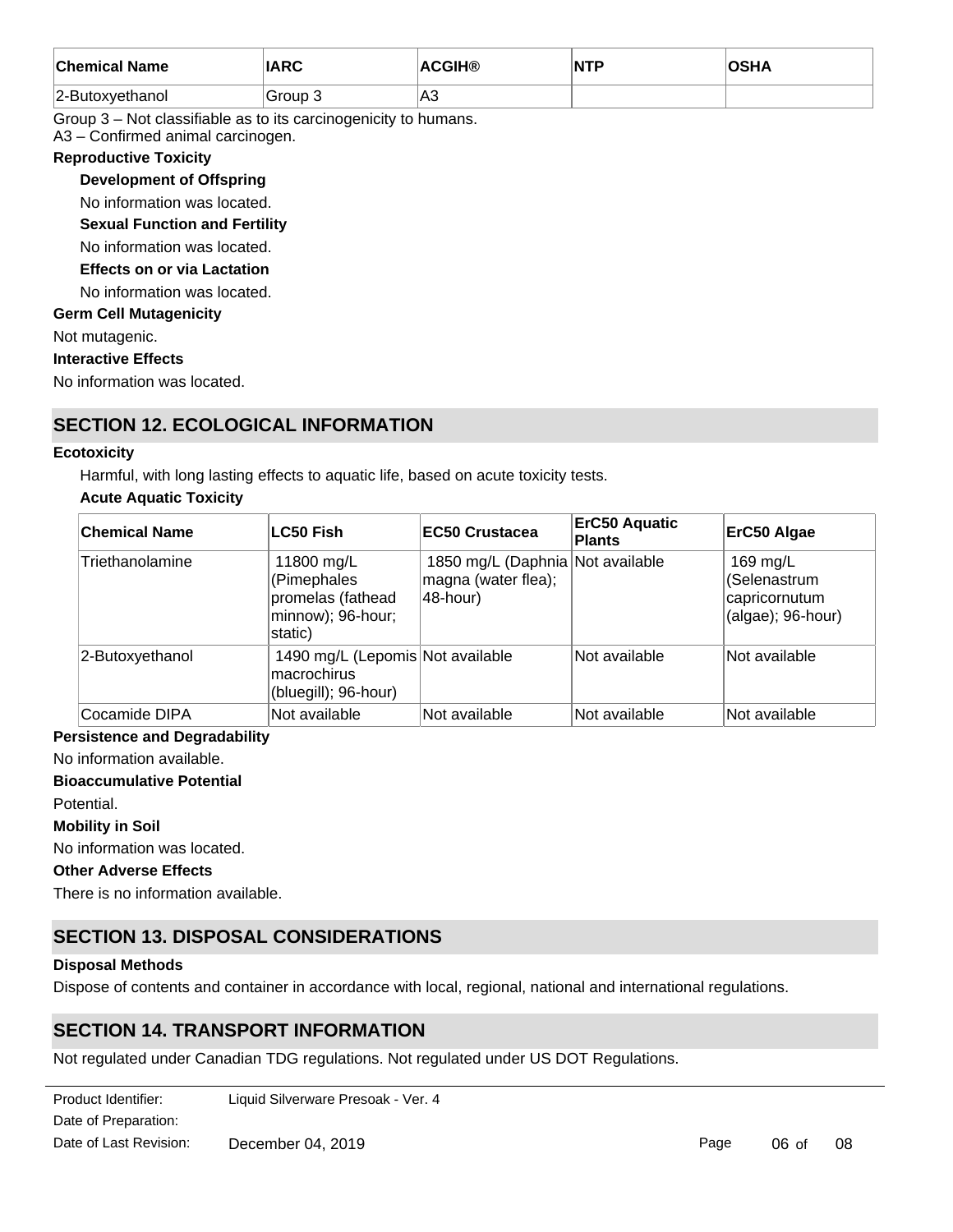| Chemical Name | IARC | ACGIH® | NTP | OSHA |
|---|---|---|---|---|
| 2-Butoxyethanol | Group 3 | A3 | | |

Group 3 – Not classifiable as to its carcinogenicity to humans.
A3 – Confirmed animal carcinogen.

**Reproductive Toxicity**

**Development of Offspring**

No information was located.

**Sexual Function and Fertility**

No information was located.

**Effects on or via Lactation**

No information was located.

**Germ Cell Mutagenicity**

Not mutagenic.

**Interactive Effects**

No information was located.

## SECTION 12. ECOLOGICAL INFORMATION

**Ecotoxicity**

Harmful, with long lasting effects to aquatic life, based on acute toxicity tests.

**Acute Aquatic Toxicity**

| Chemical Name | LC50 Fish | EC50 Crustacea | ErC50 Aquatic Plants | ErC50 Algae |
|---|---|---|---|---|
| Triethanolamine | 11800 mg/L (Pimephales promelas (fathead minnow); 96-hour; static) | 1850 mg/L (Daphnia magna (water flea); 48-hour) | Not available | 169 mg/L (Selenastrum capricornutum (algae); 96-hour) |
| 2-Butoxyethanol | 1490 mg/L (Lepomis macrochirus (bluegill); 96-hour) | Not available | Not available | Not available |
| Cocamide DIPA | Not available | Not available | Not available | Not available |

**Persistence and Degradability**

No information available.

**Bioaccumulative Potential**

Potential.

**Mobility in Soil**

No information was located.

**Other Adverse Effects**

There is no information available.

## SECTION 13. DISPOSAL CONSIDERATIONS

**Disposal Methods**

Dispose of contents and container in accordance with local, regional, national and international regulations.

## SECTION 14. TRANSPORT INFORMATION

Not regulated under Canadian TDG regulations. Not regulated under US DOT Regulations.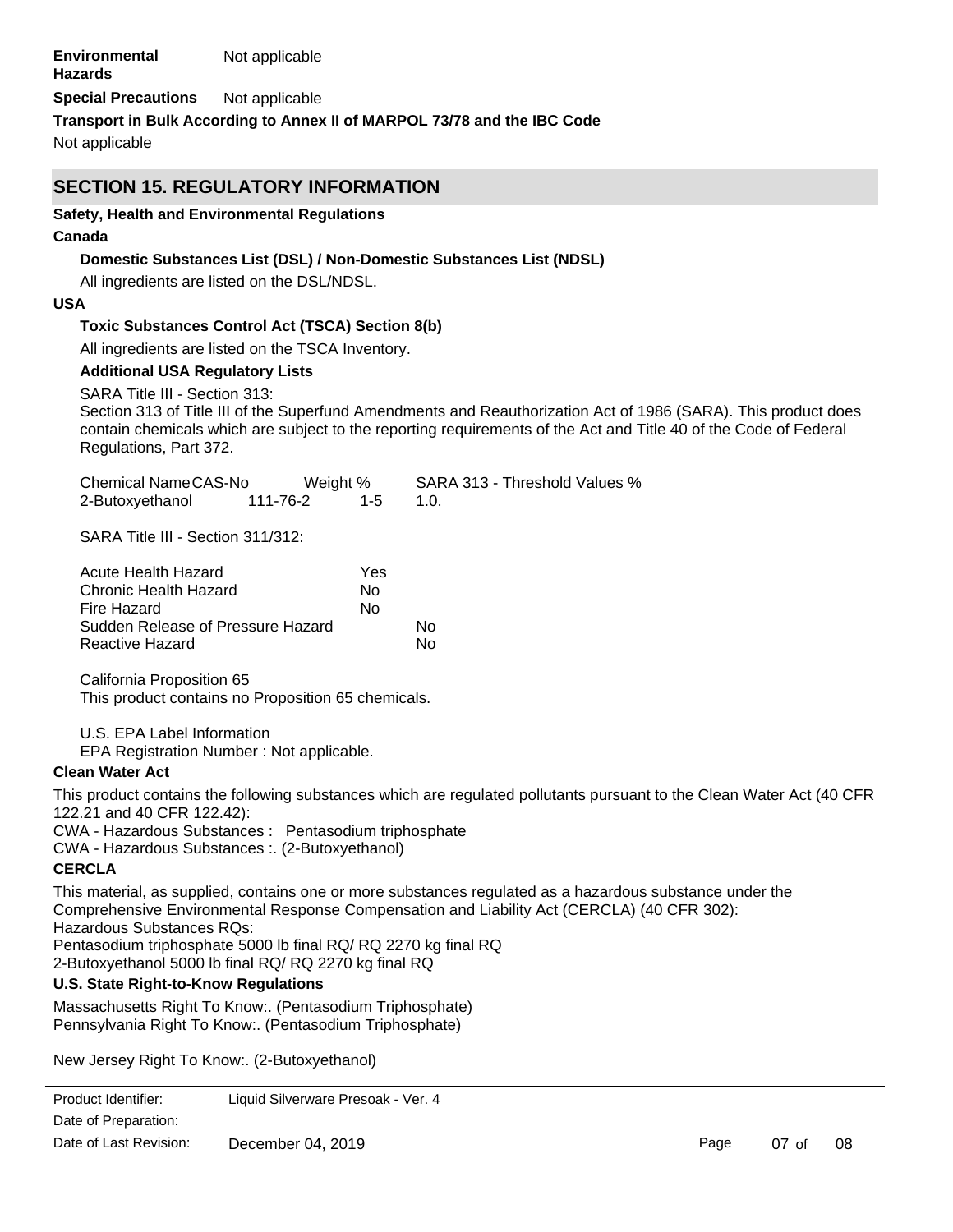**Environmental Hazards** Not applicable

**Special Precautions** Not applicable

**Transport in Bulk According to Annex II of MARPOL 73/78 and the IBC Code**

Not applicable

## SECTION 15. REGULATORY INFORMATION

**Safety, Health and Environmental Regulations**

**Canada**

**Domestic Substances List (DSL) / Non-Domestic Substances List (NDSL)**

All ingredients are listed on the DSL/NDSL.

**USA**

**Toxic Substances Control Act (TSCA) Section 8(b)**

All ingredients are listed on the TSCA Inventory.

**Additional USA Regulatory Lists**

SARA Title III - Section 313:
Section 313 of Title III of the Superfund Amendments and Reauthorization Act of 1986 (SARA). This product does contain chemicals which are subject to the reporting requirements of the Act and Title 40 of the Code of Federal Regulations, Part 372.

| Chemical Name | CAS-No | Weight % | SARA 313 - Threshold Values % |
|---|---|---|---|
| 2-Butoxyethanol | 111-76-2 | 1-5 | 1.0. |

SARA Title III - Section 311/312:

| | |
|---|---|
| Acute Health Hazard | Yes |
| Chronic Health Hazard | No |
| Fire Hazard | No |
| Sudden Release of Pressure Hazard | No |
| Reactive Hazard | No |

California Proposition 65
This product contains no Proposition 65 chemicals.

U.S. EPA Label Information
EPA Registration Number : Not applicable.

**Clean Water Act**

This product contains the following substances which are regulated pollutants pursuant to the Clean Water Act (40 CFR 122.21 and 40 CFR 122.42):
CWA - Hazardous Substances : Pentasodium triphosphate
CWA - Hazardous Substances :. (2-Butoxyethanol)

**CERCLA**

This material, as supplied, contains one or more substances regulated as a hazardous substance under the Comprehensive Environmental Response Compensation and Liability Act (CERCLA) (40 CFR 302):
Hazardous Substances RQs:
Pentasodium triphosphate 5000 lb final RQ/ RQ 2270 kg final RQ
2-Butoxyethanol 5000 lb final RQ/ RQ 2270 kg final RQ

**U.S. State Right-to-Know Regulations**

Massachusetts Right To Know:. (Pentasodium Triphosphate)
Pennsylvania Right To Know:. (Pentasodium Triphosphate)

New Jersey Right To Know:. (2-Butoxyethanol)

Product Identifier: Liquid Silverware Presoak - Ver. 4
Date of Preparation:
Date of Last Revision: December 04, 2019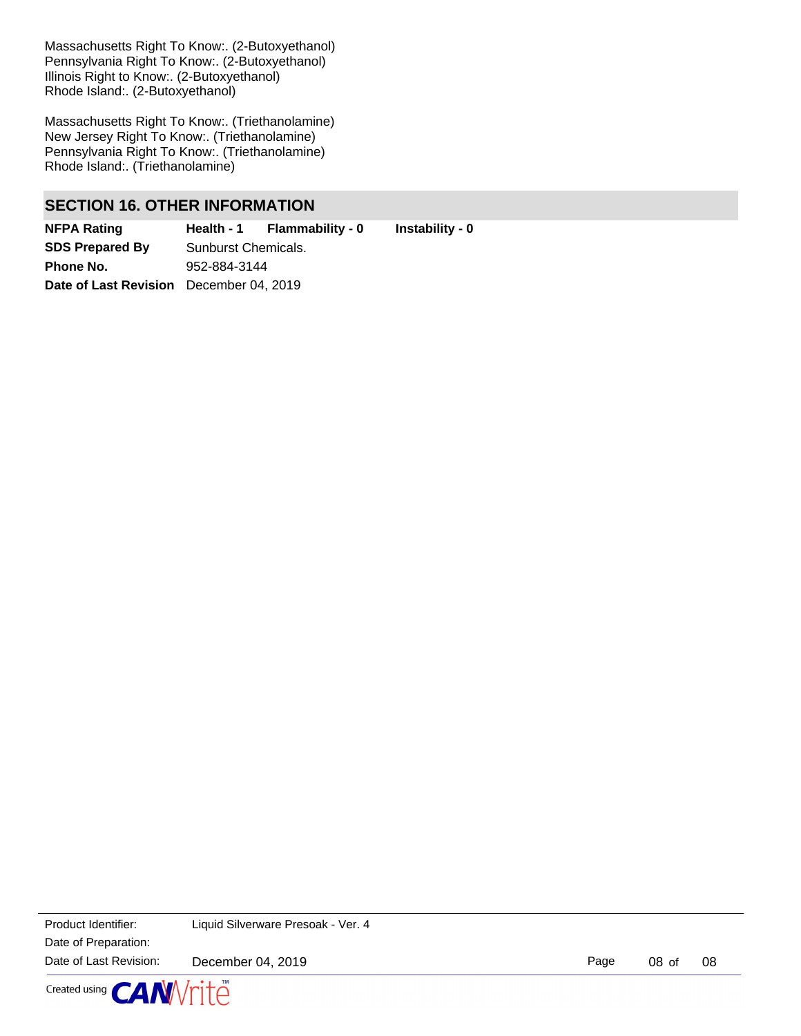Massachusetts Right To Know:. (2-Butoxyethanol)
Pennsylvania Right To Know:. (2-Butoxyethanol)
Illinois Right to Know:. (2-Butoxyethanol)
Rhode Island:. (2-Butoxyethanol)

Massachusetts Right To Know:. (Triethanolamine)
New Jersey Right To Know:. (Triethanolamine)
Pennsylvania Right To Know:. (Triethanolamine)
Rhode Island:. (Triethanolamine)

## SECTION 16. OTHER INFORMATION

| | | | |
|---|---|---|---|
| **NFPA Rating** | **Health - 1** | **Flammability - 0** | **Instability - 0** |
| **SDS Prepared By** | Sunburst Chemicals. | | |
| **Phone No.** | 952-884-3144 | | |
| **Date of Last Revision** | December 04, 2019 | | |